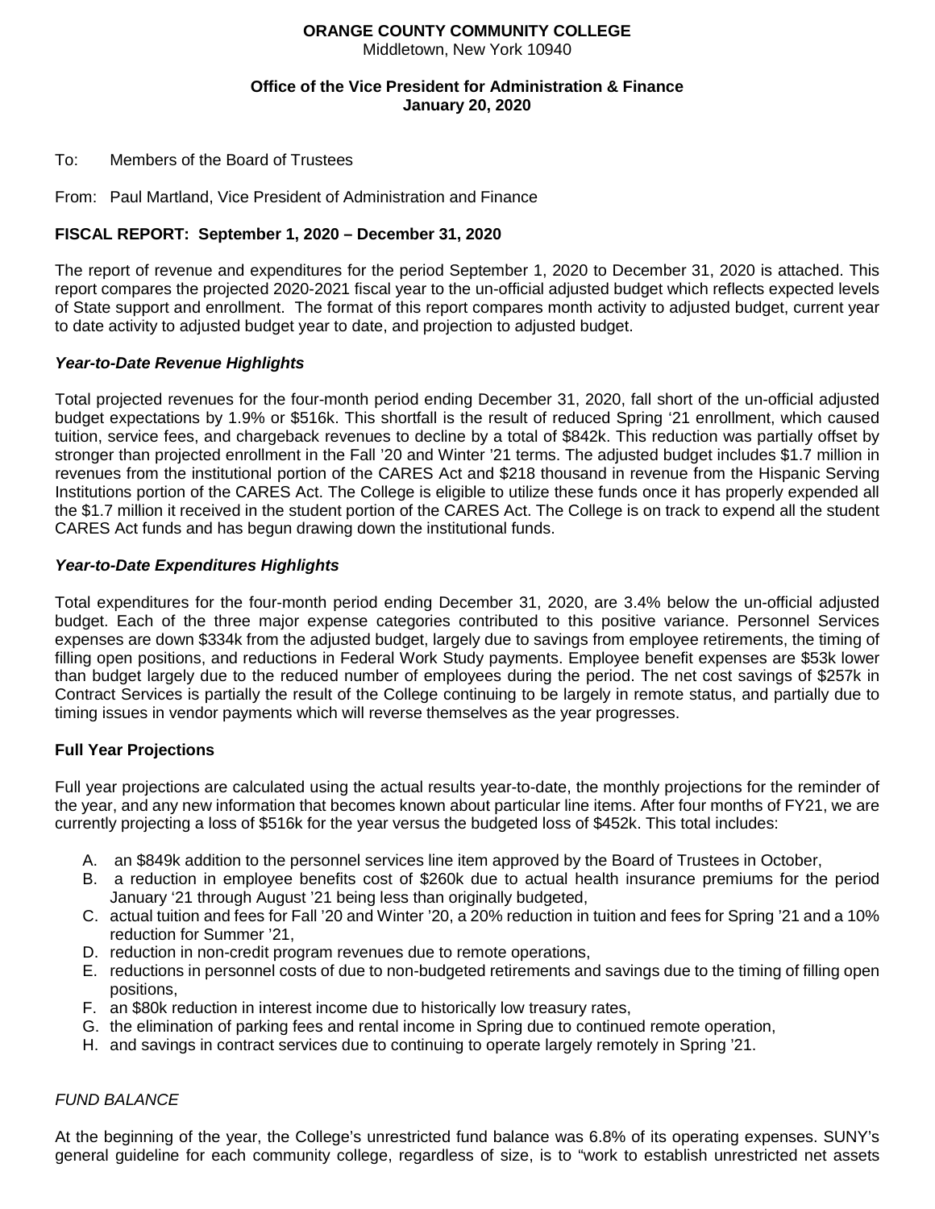**ORANGE COUNTY COMMUNITY COLLEGE**
Middletown, New York 10940

**Office of the Vice President for Administration & Finance**
**January 20, 2020**

To: Members of the Board of Trustees

From: Paul Martland, Vice President of Administration and Finance

**FISCAL REPORT: September 1, 2020 – December 31, 2020**

The report of revenue and expenditures for the period September 1, 2020 to December 31, 2020 is attached. This report compares the projected 2020-2021 fiscal year to the un-official adjusted budget which reflects expected levels of State support and enrollment. The format of this report compares month activity to adjusted budget, current year to date activity to adjusted budget year to date, and projection to adjusted budget.

***Year-to-Date Revenue Highlights***

Total projected revenues for the four-month period ending December 31, 2020, fall short of the un-official adjusted budget expectations by 1.9% or $516k. This shortfall is the result of reduced Spring '21 enrollment, which caused tuition, service fees, and chargeback revenues to decline by a total of $842k. This reduction was partially offset by stronger than projected enrollment in the Fall '20 and Winter '21 terms. The adjusted budget includes $1.7 million in revenues from the institutional portion of the CARES Act and $218 thousand in revenue from the Hispanic Serving Institutions portion of the CARES Act. The College is eligible to utilize these funds once it has properly expended all the $1.7 million it received in the student portion of the CARES Act. The College is on track to expend all the student CARES Act funds and has begun drawing down the institutional funds.

***Year-to-Date Expenditures Highlights***

Total expenditures for the four-month period ending December 31, 2020, are 3.4% below the un-official adjusted budget. Each of the three major expense categories contributed to this positive variance. Personnel Services expenses are down $334k from the adjusted budget, largely due to savings from employee retirements, the timing of filling open positions, and reductions in Federal Work Study payments. Employee benefit expenses are $53k lower than budget largely due to the reduced number of employees during the period. The net cost savings of $257k in Contract Services is partially the result of the College continuing to be largely in remote status, and partially due to timing issues in vendor payments which will reverse themselves as the year progresses.

**Full Year Projections**

Full year projections are calculated using the actual results year-to-date, the monthly projections for the reminder of the year, and any new information that becomes known about particular line items. After four months of FY21, we are currently projecting a loss of $516k for the year versus the budgeted loss of $452k. This total includes:

A. an $849k addition to the personnel services line item approved by the Board of Trustees in October,
B. a reduction in employee benefits cost of $260k due to actual health insurance premiums for the period January '21 through August '21 being less than originally budgeted,
C. actual tuition and fees for Fall '20 and Winter '20, a 20% reduction in tuition and fees for Spring '21 and a 10% reduction for Summer '21,
D. reduction in non-credit program revenues due to remote operations,
E. reductions in personnel costs of due to non-budgeted retirements and savings due to the timing of filling open positions,
F. an $80k reduction in interest income due to historically low treasury rates,
G. the elimination of parking fees and rental income in Spring due to continued remote operation,
H. and savings in contract services due to continuing to operate largely remotely in Spring '21.

*FUND BALANCE*

At the beginning of the year, the College's unrestricted fund balance was 6.8% of its operating expenses. SUNY's general guideline for each community college, regardless of size, is to "work to establish unrestricted net assets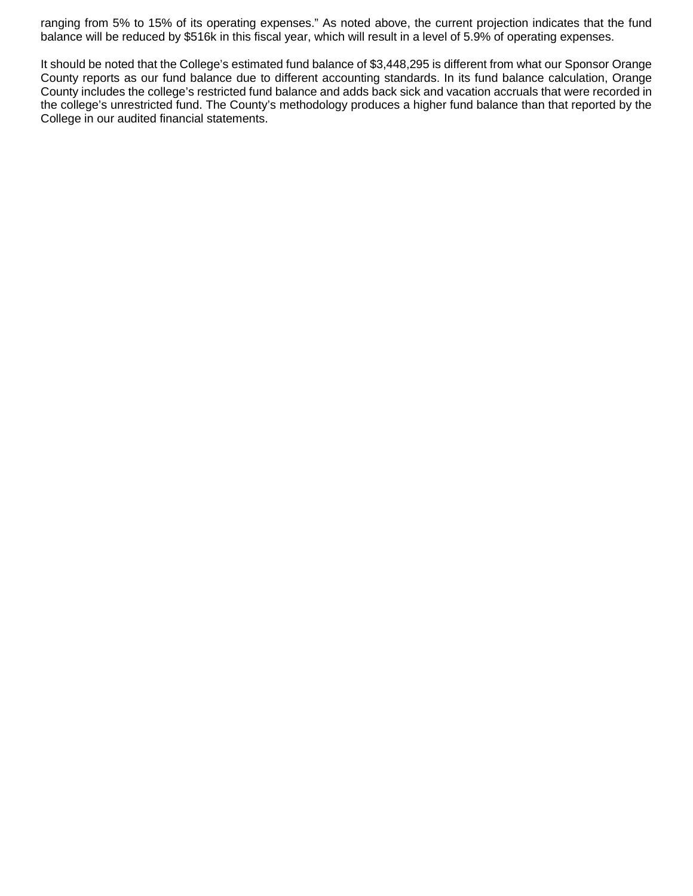ranging from 5% to 15% of its operating expenses." As noted above, the current projection indicates that the fund balance will be reduced by $516k in this fiscal year, which will result in a level of 5.9% of operating expenses.

It should be noted that the College's estimated fund balance of $3,448,295 is different from what our Sponsor Orange County reports as our fund balance due to different accounting standards. In its fund balance calculation, Orange County includes the college's restricted fund balance and adds back sick and vacation accruals that were recorded in the college's unrestricted fund. The County's methodology produces a higher fund balance than that reported by the College in our audited financial statements.